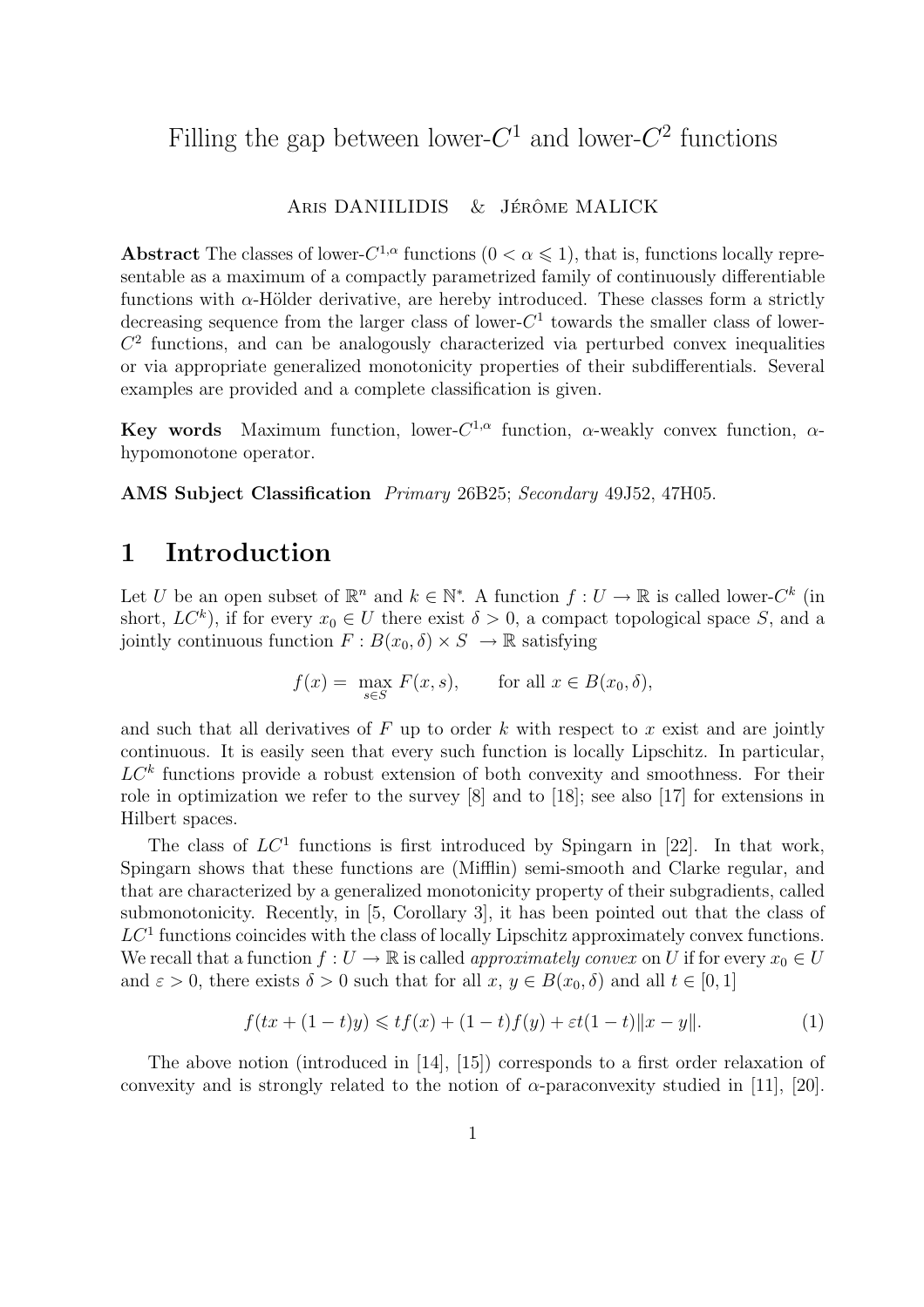# Filling the gap between lower-$C^1$ and lower-$C^2$ functions

Aris DANIILIDIS & Jérôme MALICK

**Abstract** The classes of lower-$C^{1,\alpha}$ functions ($0 < \alpha \leqslant 1$), that is, functions locally representable as a maximum of a compactly parametrized family of continuously differentiable functions with $\alpha$-Hölder derivative, are hereby introduced. These classes form a strictly decreasing sequence from the larger class of lower-$C^1$ towards the smaller class of lower-$C^2$ functions, and can be analogously characterized via perturbed convex inequalities or via appropriate generalized monotonicity properties of their subdifferentials. Several examples are provided and a complete classification is given.

**Key words** Maximum function, lower-$C^{1,\alpha}$ function, $\alpha$-weakly convex function, $\alpha$-hypomonotone operator.

**AMS Subject Classification** *Primary* 26B25; *Secondary* 49J52, 47H05.

## 1 Introduction

Let $U$ be an open subset of $\mathbb{R}^n$ and $k \in \mathbb{N}^*$. A function $f : U \to \mathbb{R}$ is called lower-$C^k$ (in short, $LC^k$), if for every $x_0 \in U$ there exist $\delta > 0$, a compact topological space $S$, and a jointly continuous function $F : B(x_0, \delta) \times S \to \mathbb{R}$ satisfying

$$f(x) = \max_{s \in S} F(x, s), \qquad \text{for all } x \in B(x_0, \delta),$$

and such that all derivatives of $F$ up to order $k$ with respect to $x$ exist and are jointly continuous. It is easily seen that every such function is locally Lipschitz. In particular, $LC^k$ functions provide a robust extension of both convexity and smoothness. For their role in optimization we refer to the survey [8] and to [18]; see also [17] for extensions in Hilbert spaces.

The class of $LC^1$ functions is first introduced by Spingarn in [22]. In that work, Spingarn shows that these functions are (Mifflin) semi-smooth and Clarke regular, and that are characterized by a generalized monotonicity property of their subgradients, called submonotonicity. Recently, in [5, Corollary 3], it has been pointed out that the class of $LC^1$ functions coincides with the class of locally Lipschitz approximately convex functions. We recall that a function $f : U \to \mathbb{R}$ is called *approximately convex* on $U$ if for every $x_0 \in U$ and $\varepsilon > 0$, there exists $\delta > 0$ such that for all $x, y \in B(x_0, \delta)$ and all $t \in [0, 1]$

$$f(tx + (1-t)y) \leqslant tf(x) + (1-t)f(y) + \varepsilon t(1-t)\|x - y\|. \tag{1}$$

The above notion (introduced in [14], [15]) corresponds to a first order relaxation of convexity and is strongly related to the notion of $\alpha$-paraconvexity studied in [11], [20].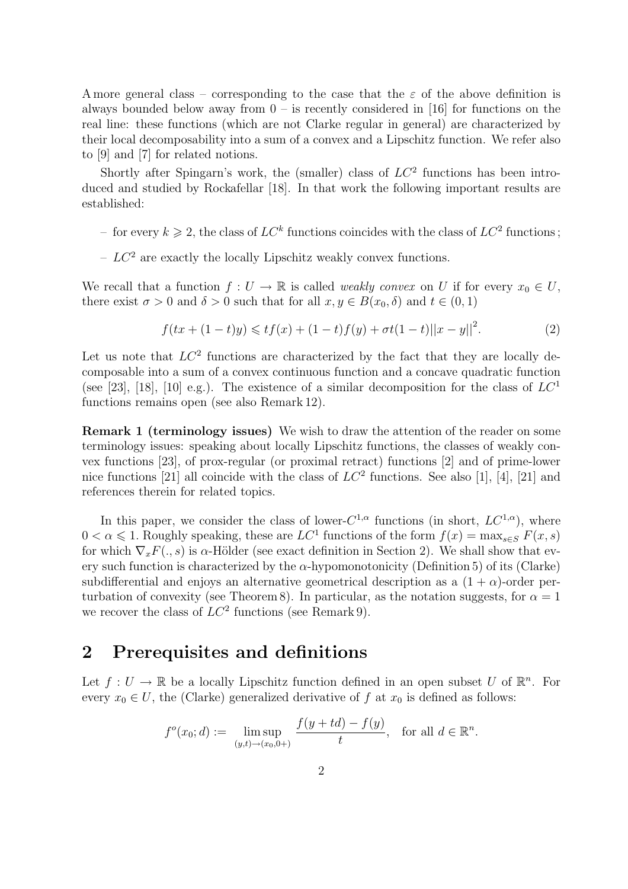A more general class – corresponding to the case that the $\varepsilon$ of the above definition is always bounded below away from 0 – is recently considered in [16] for functions on the real line: these functions (which are not Clarke regular in general) are characterized by their local decomposability into a sum of a convex and a Lipschitz function. We refer also to [9] and [7] for related notions.

Shortly after Spingarn's work, the (smaller) class of $LC^2$ functions has been introduced and studied by Rockafellar [18]. In that work the following important results are established:

– for every $k \geqslant 2$, the class of $LC^k$ functions coincides with the class of $LC^2$ functions;

– $LC^2$ are exactly the locally Lipschitz weakly convex functions.

We recall that a function $f : U \to \mathbb{R}$ is called *weakly convex* on $U$ if for every $x_0 \in U$, there exist $\sigma > 0$ and $\delta > 0$ such that for all $x, y \in B(x_0, \delta)$ and $t \in (0, 1)$

$$f(tx + (1 - t)y) \leqslant tf(x) + (1 - t)f(y) + \sigma t(1 - t)||x - y||^2. \tag{2}$$

Let us note that $LC^2$ functions are characterized by the fact that they are locally decomposable into a sum of a convex continuous function and a concave quadratic function (see [23], [18], [10] e.g.). The existence of a similar decomposition for the class of $LC^1$ functions remains open (see also Remark 12).

**Remark 1 (terminology issues)** We wish to draw the attention of the reader on some terminology issues: speaking about locally Lipschitz functions, the classes of weakly convex functions [23], of prox-regular (or proximal retract) functions [2] and of prime-lower nice functions [21] all coincide with the class of $LC^2$ functions. See also [1], [4], [21] and references therein for related topics.

In this paper, we consider the class of lower-$C^{1,\alpha}$ functions (in short, $LC^{1,\alpha}$), where $0 < \alpha \leqslant 1$. Roughly speaking, these are $LC^1$ functions of the form $f(x) = \max_{s \in S} F(x, s)$ for which $\nabla_x F(., s)$ is $\alpha$-Hölder (see exact definition in Section 2). We shall show that every such function is characterized by the $\alpha$-hypomonotonicity (Definition 5) of its (Clarke) subdifferential and enjoys an alternative geometrical description as a $(1 + \alpha)$-order perturbation of convexity (see Theorem 8). In particular, as the notation suggests, for $\alpha = 1$ we recover the class of $LC^2$ functions (see Remark 9).

## 2 Prerequisites and definitions

Let $f : U \to \mathbb{R}$ be a locally Lipschitz function defined in an open subset $U$ of $\mathbb{R}^n$. For every $x_0 \in U$, the (Clarke) generalized derivative of $f$ at $x_0$ is defined as follows:

$$f^o(x_0; d) := \limsup_{(y,t) \to (x_0, 0+)} \frac{f(y + td) - f(y)}{t}, \quad \text{for all } d \in \mathbb{R}^n.$$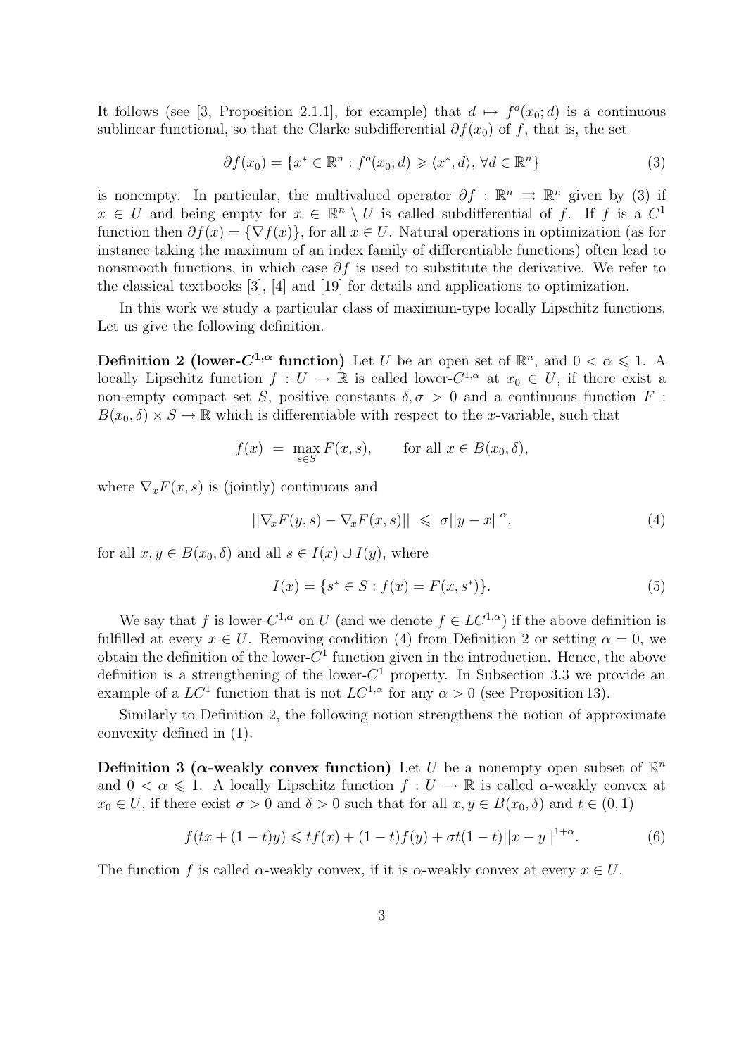It follows (see [3, Proposition 2.1.1], for example) that $d \mapsto f^o(x_0; d)$ is a continuous sublinear functional, so that the Clarke subdifferential $\partial f(x_0)$ of $f$, that is, the set

$$\partial f(x_0) = \{x^* \in \mathbb{R}^n : f^o(x_0; d) \geqslant \langle x^*, d\rangle, \forall d \in \mathbb{R}^n\} \tag{3}$$

is nonempty. In particular, the multivalued operator $\partial f : \mathbb{R}^n \rightrightarrows \mathbb{R}^n$ given by (3) if $x \in U$ and being empty for $x \in \mathbb{R}^n \setminus U$ is called subdifferential of $f$. If $f$ is a $C^1$ function then $\partial f(x) = \{\nabla f(x)\}$, for all $x \in U$. Natural operations in optimization (as for instance taking the maximum of an index family of differentiable functions) often lead to nonsmooth functions, in which case $\partial f$ is used to substitute the derivative. We refer to the classical textbooks [3], [4] and [19] for details and applications to optimization.

In this work we study a particular class of maximum-type locally Lipschitz functions. Let us give the following definition.

**Definition 2 (lower-$C^{1,\alpha}$ function)** Let $U$ be an open set of $\mathbb{R}^n$, and $0 < \alpha \leqslant 1$. A locally Lipschitz function $f : U \to \mathbb{R}$ is called lower-$C^{1,\alpha}$ at $x_0 \in U$, if there exist a non-empty compact set $S$, positive constants $\delta, \sigma > 0$ and a continuous function $F : B(x_0, \delta) \times S \to \mathbb{R}$ which is differentiable with respect to the $x$-variable, such that

$$f(x) \;=\; \max_{s \in S} F(x, s), \qquad \text{for all } x \in B(x_0, \delta),$$

where $\nabla_x F(x, s)$ is (jointly) continuous and

$$||\nabla_x F(y, s) - \nabla_x F(x, s)|| \;\leqslant\; \sigma ||y - x||^{\alpha}, \tag{4}$$

for all $x, y \in B(x_0, \delta)$ and all $s \in I(x) \cup I(y)$, where

$$I(x) = \{s^* \in S : f(x) = F(x, s^*)\}. \tag{5}$$

We say that $f$ is lower-$C^{1,\alpha}$ on $U$ (and we denote $f \in LC^{1,\alpha}$) if the above definition is fulfilled at every $x \in U$. Removing condition (4) from Definition 2 or setting $\alpha = 0$, we obtain the definition of the lower-$C^1$ function given in the introduction. Hence, the above definition is a strengthening of the lower-$C^1$ property. In Subsection 3.3 we provide an example of a $LC^1$ function that is not $LC^{1,\alpha}$ for any $\alpha > 0$ (see Proposition 13).

Similarly to Definition 2, the following notion strengthens the notion of approximate convexity defined in (1).

**Definition 3 ($\alpha$-weakly convex function)** Let $U$ be a nonempty open subset of $\mathbb{R}^n$ and $0 < \alpha \leqslant 1$. A locally Lipschitz function $f : U \to \mathbb{R}$ is called $\alpha$-weakly convex at $x_0 \in U$, if there exist $\sigma > 0$ and $\delta > 0$ such that for all $x, y \in B(x_0, \delta)$ and $t \in (0, 1)$

$$f(tx + (1-t)y) \leqslant t f(x) + (1-t) f(y) + \sigma t(1-t) ||x - y||^{1+\alpha}. \tag{6}$$

The function $f$ is called $\alpha$-weakly convex, if it is $\alpha$-weakly convex at every $x \in U$.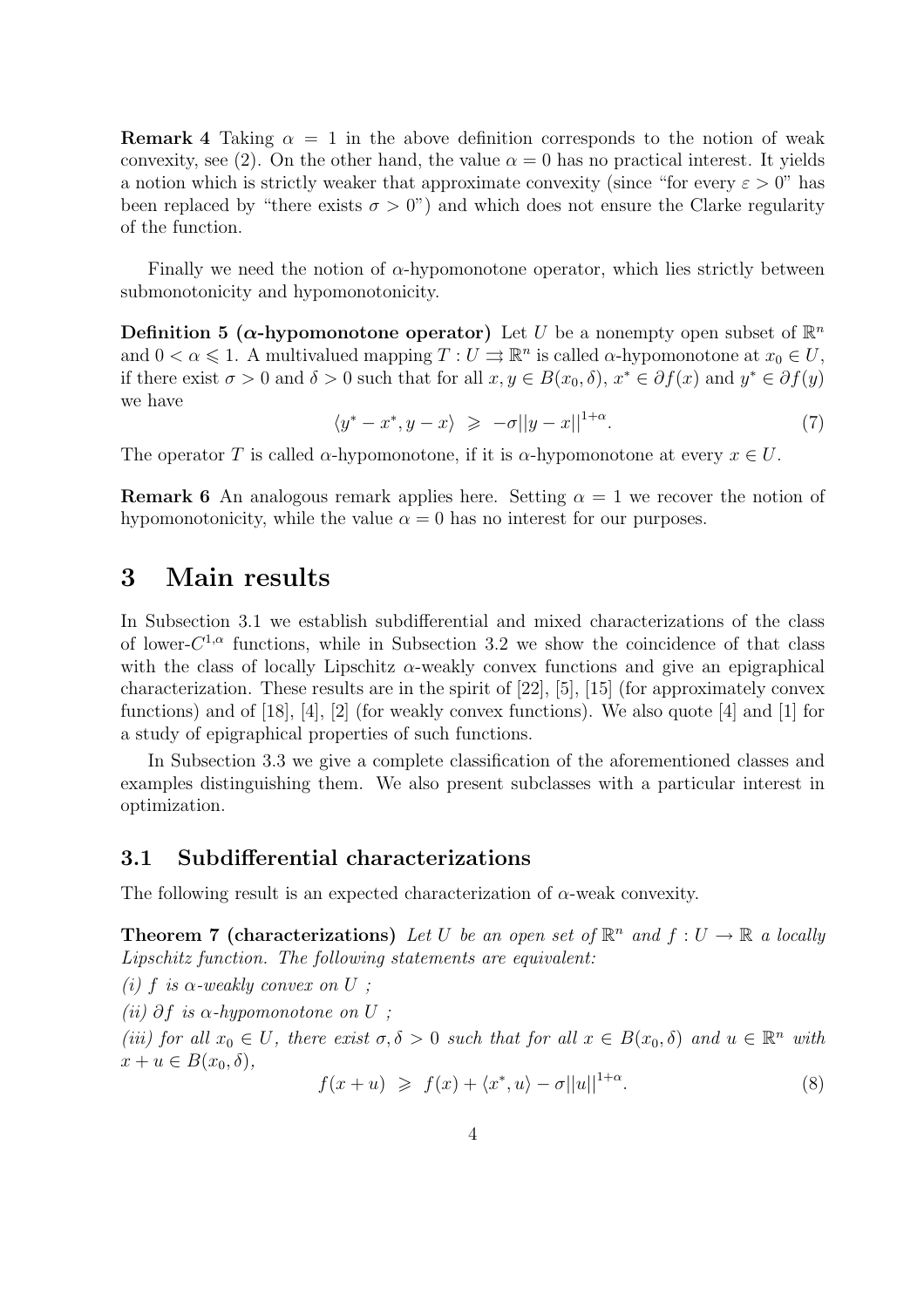**Remark 4** Taking $\alpha = 1$ in the above definition corresponds to the notion of weak convexity, see (2). On the other hand, the value $\alpha = 0$ has no practical interest. It yields a notion which is strictly weaker that approximate convexity (since "for every $\varepsilon > 0$" has been replaced by "there exists $\sigma > 0$") and which does not ensure the Clarke regularity of the function.

Finally we need the notion of $\alpha$-hypomonotone operator, which lies strictly between submonotonicity and hypomonotonicity.

**Definition 5 ($\alpha$-hypomonotone operator)** Let $U$ be a nonempty open subset of $\mathbb{R}^n$ and $0 < \alpha \leqslant 1$. A multivalued mapping $T : U \rightrightarrows \mathbb{R}^n$ is called $\alpha$-hypomonotone at $x_0 \in U$, if there exist $\sigma > 0$ and $\delta > 0$ such that for all $x, y \in B(x_0, \delta)$, $x^* \in \partial f(x)$ and $y^* \in \partial f(y)$ we have

$$\langle y^* - x^*, y - x \rangle \;\geqslant\; -\sigma ||y - x||^{1+\alpha}. \tag{7}$$

The operator $T$ is called $\alpha$-hypomonotone, if it is $\alpha$-hypomonotone at every $x \in U$.

**Remark 6** An analogous remark applies here. Setting $\alpha = 1$ we recover the notion of hypomonotonicity, while the value $\alpha = 0$ has no interest for our purposes.

# 3 Main results

In Subsection 3.1 we establish subdifferential and mixed characterizations of the class of lower-$C^{1,\alpha}$ functions, while in Subsection 3.2 we show the coincidence of that class with the class of locally Lipschitz $\alpha$-weakly convex functions and give an epigraphical characterization. These results are in the spirit of [22], [5], [15] (for approximately convex functions) and of [18], [4], [2] (for weakly convex functions). We also quote [4] and [1] for a study of epigraphical properties of such functions.

In Subsection 3.3 we give a complete classification of the aforementioned classes and examples distinguishing them. We also present subclasses with a particular interest in optimization.

## 3.1 Subdifferential characterizations

The following result is an expected characterization of $\alpha$-weak convexity.

**Theorem 7 (characterizations)** *Let $U$ be an open set of $\mathbb{R}^n$ and $f : U \to \mathbb{R}$ a locally Lipschitz function. The following statements are equivalent:*

*(i) $f$ is $\alpha$-weakly convex on $U$ ;*

*(ii) $\partial f$ is $\alpha$-hypomonotone on $U$ ;*

*(iii) for all $x_0 \in U$, there exist $\sigma, \delta > 0$ such that for all $x \in B(x_0, \delta)$ and $u \in \mathbb{R}^n$ with $x + u \in B(x_0, \delta)$,*

$$f(x + u) \;\geqslant\; f(x) + \langle x^*, u \rangle - \sigma ||u||^{1+\alpha}. \tag{8}$$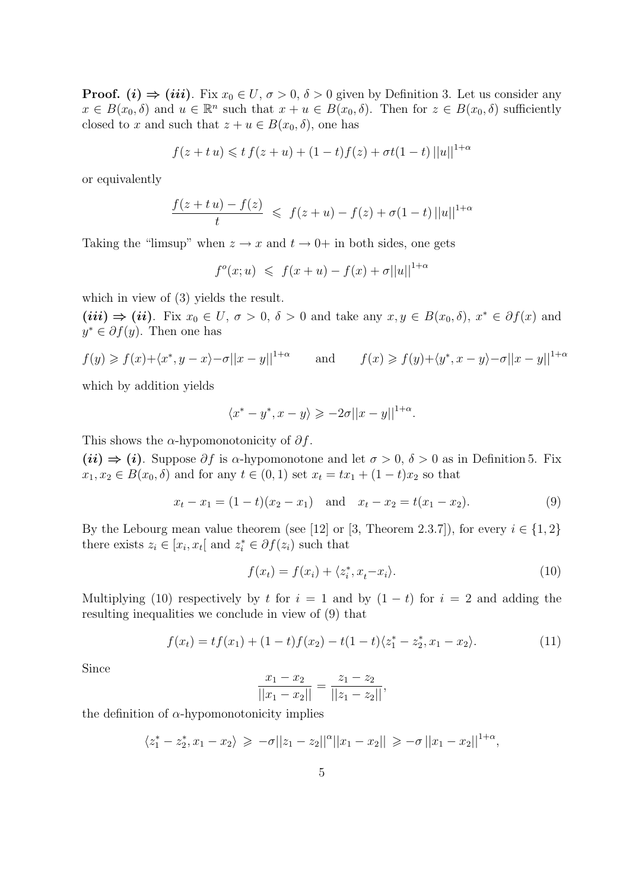**Proof.** ***(i)*** $\Rightarrow$ ***(iii)***. Fix $x_0 \in U$, $\sigma > 0$, $\delta > 0$ given by Definition 3. Let us consider any $x \in B(x_0, \delta)$ and $u \in \mathbb{R}^n$ such that $x + u \in B(x_0, \delta)$. Then for $z \in B(x_0, \delta)$ sufficiently closed to $x$ and such that $z + u \in B(x_0, \delta)$, one has

$$f(z + t\,u) \leqslant t\,f(z + u) + (1 - t)f(z) + \sigma t(1 - t)\,||u||^{1+\alpha}$$

or equivalently

$$\frac{f(z + t\,u) - f(z)}{t} \;\leqslant\; f(z + u) - f(z) + \sigma(1 - t)\,||u||^{1+\alpha}$$

Taking the "limsup" when $z \to x$ and $t \to 0+$ in both sides, one gets

$$f^o(x; u) \;\leqslant\; f(x + u) - f(x) + \sigma||u||^{1+\alpha}$$

which in view of (3) yields the result.

***(iii)*** $\Rightarrow$ ***(ii)***. Fix $x_0 \in U$, $\sigma > 0$, $\delta > 0$ and take any $x, y \in B(x_0, \delta)$, $x^* \in \partial f(x)$ and $y^* \in \partial f(y)$. Then one has

$$f(y) \geqslant f(x) + \langle x^*, y - x\rangle - \sigma||x - y||^{1+\alpha} \qquad \text{and} \qquad f(x) \geqslant f(y) + \langle y^*, x - y\rangle - \sigma||x - y||^{1+\alpha}$$

which by addition yields

$$\langle x^* - y^*, x - y\rangle \geqslant -2\sigma||x - y||^{1+\alpha}.$$

This shows the $\alpha$-hypomonotonicity of $\partial f$.

***(ii)*** $\Rightarrow$ ***(i)***. Suppose $\partial f$ is $\alpha$-hypomonotone and let $\sigma > 0$, $\delta > 0$ as in Definition 5. Fix $x_1, x_2 \in B(x_0, \delta)$ and for any $t \in (0, 1)$ set $x_t = tx_1 + (1 - t)x_2$ so that

$$x_t - x_1 = (1 - t)(x_2 - x_1) \quad \text{and} \quad x_t - x_2 = t(x_1 - x_2). \tag{9}$$

By the Lebourg mean value theorem (see [12] or [3, Theorem 2.3.7]), for every $i \in \{1, 2\}$ there exists $z_i \in [x_i, x_t[$ and $z_i^* \in \partial f(z_i)$ such that

$$f(x_t) = f(x_i) + \langle z_i^*, x_t - x_i\rangle. \tag{10}$$

Multiplying (10) respectively by $t$ for $i = 1$ and by $(1 - t)$ for $i = 2$ and adding the resulting inequalities we conclude in view of (9) that

$$f(x_t) = tf(x_1) + (1 - t)f(x_2) - t(1 - t)\langle z_1^* - z_2^*, x_1 - x_2\rangle. \tag{11}$$

Since

$$\frac{x_1 - x_2}{||x_1 - x_2||} = \frac{z_1 - z_2}{||z_1 - z_2||},$$

the definition of $\alpha$-hypomonotonicity implies

$$\langle z_1^* - z_2^*, x_1 - x_2\rangle \;\geqslant\; -\sigma||z_1 - z_2||^{\alpha}||x_1 - x_2|| \;\geqslant -\sigma\,||x_1 - x_2||^{1+\alpha},$$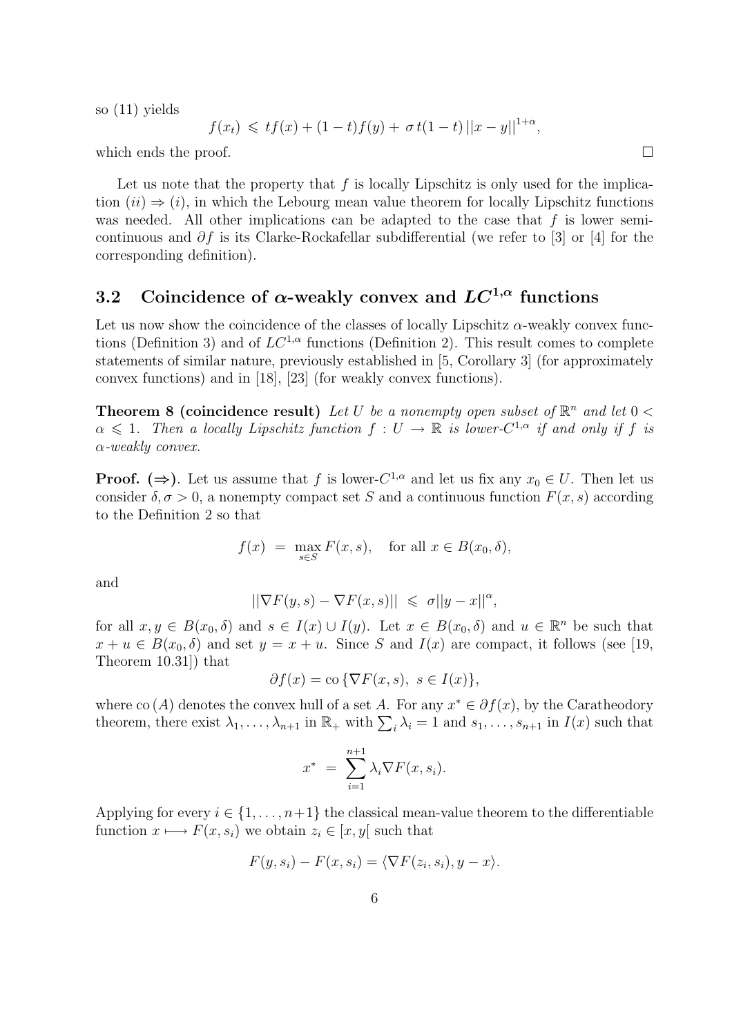so (11) yields

$$f(x_t) \leqslant tf(x) + (1-t)f(y) + \sigma\, t(1-t)\, ||x-y||^{1+\alpha},$$

which ends the proof. $\square$

Let us note that the property that $f$ is locally Lipschitz is only used for the implication $(ii) \Rightarrow (i)$, in which the Lebourg mean value theorem for locally Lipschitz functions was needed. All other implications can be adapted to the case that $f$ is lower semicontinuous and $\partial f$ is its Clarke-Rockafellar subdifferential (we refer to [3] or [4] for the corresponding definition).

### 3.2 Coincidence of $\alpha$-weakly convex and $LC^{1,\alpha}$ functions

Let us now show the coincidence of the classes of locally Lipschitz $\alpha$-weakly convex functions (Definition 3) and of $LC^{1,\alpha}$ functions (Definition 2). This result comes to complete statements of similar nature, previously established in [5, Corollary 3] (for approximately convex functions) and in [18], [23] (for weakly convex functions).

**Theorem 8 (coincidence result)** *Let $U$ be a nonempty open subset of $\mathbb{R}^n$ and let $0 < \alpha \leqslant 1$. Then a locally Lipschitz function $f : U \to \mathbb{R}$ is lower-$C^{1,\alpha}$ if and only if $f$ is $\alpha$-weakly convex.*

**Proof. ($\Rightarrow$).** Let us assume that $f$ is lower-$C^{1,\alpha}$ and let us fix any $x_0 \in U$. Then let us consider $\delta, \sigma > 0$, a nonempty compact set $S$ and a continuous function $F(x,s)$ according to the Definition 2 so that

$$f(x) \;=\; \max_{s \in S} F(x,s), \quad \text{for all } x \in B(x_0, \delta),$$

and

$$||\nabla F(y,s) - \nabla F(x,s)|| \;\leqslant\; \sigma ||y-x||^{\alpha},$$

for all $x, y \in B(x_0, \delta)$ and $s \in I(x) \cup I(y)$. Let $x \in B(x_0, \delta)$ and $u \in \mathbb{R}^n$ be such that $x + u \in B(x_0, \delta)$ and set $y = x + u$. Since $S$ and $I(x)$ are compact, it follows (see [19, Theorem 10.31]) that

$$\partial f(x) = \text{co}\,\{\nabla F(x,s),\ s \in I(x)\},$$

where $\text{co}\,(A)$ denotes the convex hull of a set $A$. For any $x^* \in \partial f(x)$, by the Caratheodory theorem, there exist $\lambda_1, \ldots, \lambda_{n+1}$ in $\mathbb{R}_+$ with $\sum_i \lambda_i = 1$ and $s_1, \ldots, s_{n+1}$ in $I(x)$ such that

$$x^* \;=\; \sum_{i=1}^{n+1} \lambda_i \nabla F(x, s_i).$$

Applying for every $i \in \{1, \ldots, n+1\}$ the classical mean-value theorem to the differentiable function $x \longmapsto F(x, s_i)$ we obtain $z_i \in [x, y[$ such that

$$F(y, s_i) - F(x, s_i) = \langle \nabla F(z_i, s_i), y - x \rangle.$$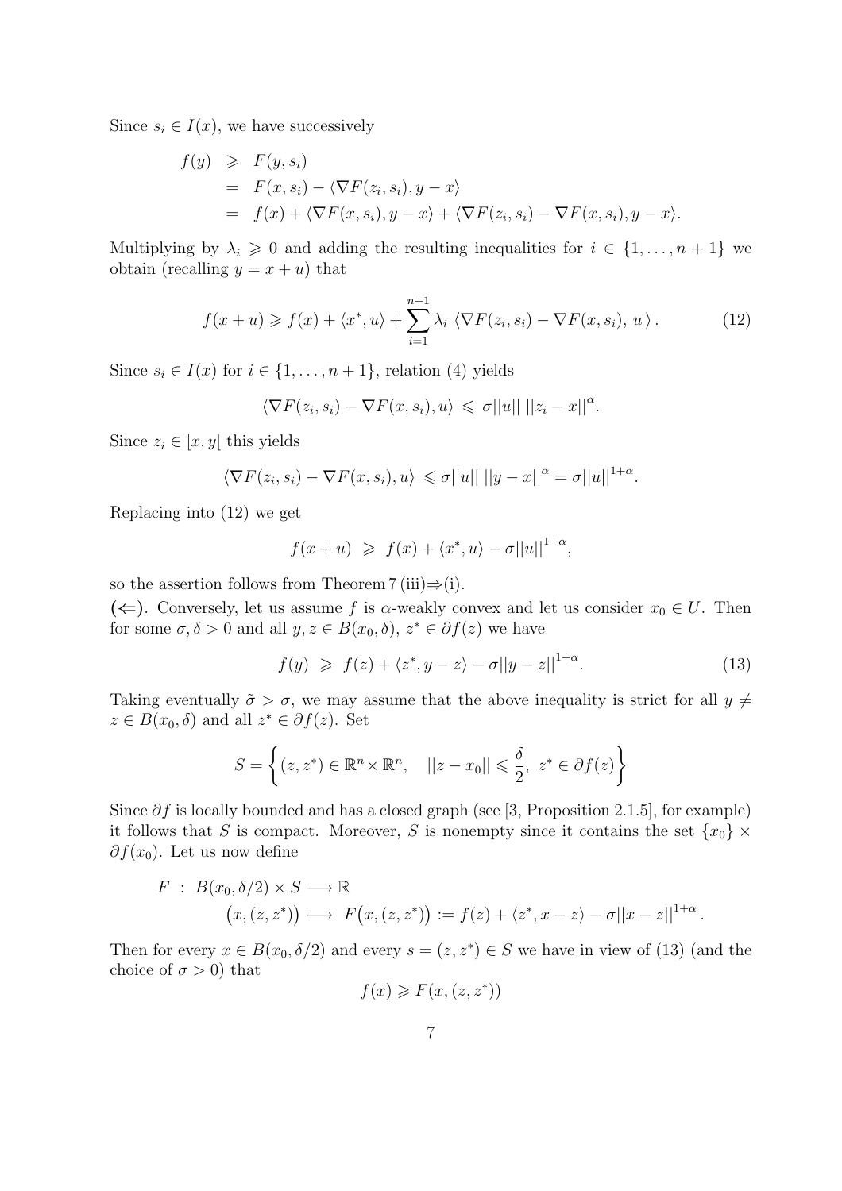Since $s_i \in I(x)$, we have successively

$$
\begin{aligned}
f(y) &\geqslant F(y, s_i) \\
&= F(x, s_i) - \langle \nabla F(z_i, s_i), y - x \rangle \\
&= f(x) + \langle \nabla F(x, s_i), y - x \rangle + \langle \nabla F(z_i, s_i) - \nabla F(x, s_i), y - x \rangle.
\end{aligned}
$$

Multiplying by $\lambda_i \geqslant 0$ and adding the resulting inequalities for $i \in \{1, \ldots, n+1\}$ we obtain (recalling $y = x + u$) that

$$
f(x+u) \geqslant f(x) + \langle x^*, u \rangle + \sum_{i=1}^{n+1} \lambda_i \, \langle \nabla F(z_i, s_i) - \nabla F(x, s_i), \, u \rangle . \tag{12}
$$

Since $s_i \in I(x)$ for $i \in \{1, \ldots, n+1\}$, relation (4) yields

$$
\langle \nabla F(z_i, s_i) - \nabla F(x, s_i), u \rangle \, \leqslant \, \sigma ||u|| \, ||z_i - x||^{\alpha}.
$$

Since $z_i \in [x, y[$ this yields

$$
\langle \nabla F(z_i, s_i) - \nabla F(x, s_i), u \rangle \, \leqslant \sigma ||u|| \, ||y - x||^{\alpha} = \sigma ||u||^{1+\alpha}.
$$

Replacing into (12) we get

$$
f(x+u) \; \geqslant \; f(x) + \langle x^*, u \rangle - \sigma ||u||^{1+\alpha},
$$

so the assertion follows from Theorem 7 (iii)$\Rightarrow$(i).

**($\Leftarrow$).** Conversely, let us assume $f$ is $\alpha$-weakly convex and let us consider $x_0 \in U$. Then for some $\sigma, \delta > 0$ and all $y, z \in B(x_0, \delta)$, $z^* \in \partial f(z)$ we have

$$
f(y) \; \geqslant \; f(z) + \langle z^*, y - z \rangle - \sigma ||y - z||^{1+\alpha}. \tag{13}
$$

Taking eventually $\tilde{\sigma} > \sigma$, we may assume that the above inequality is strict for all $y \neq z \in B(x_0, \delta)$ and all $z^* \in \partial f(z)$. Set

$$
S = \left\{ (z, z^*) \in \mathbb{R}^n \times \mathbb{R}^n, \quad ||z - x_0|| \leqslant \frac{\delta}{2}, \; z^* \in \partial f(z) \right\}
$$

Since $\partial f$ is locally bounded and has a closed graph (see [3, Proposition 2.1.5], for example) it follows that $S$ is compact. Moreover, $S$ is nonempty since it contains the set $\{x_0\} \times \partial f(x_0)$. Let us now define

$$
\begin{aligned}
F \; : \; & B(x_0, \delta/2) \times S \longrightarrow \mathbb{R} \\
& \big(x, (z, z^*)\big) \longmapsto \; F\big(x, (z, z^*)\big) := f(z) + \langle z^*, x - z \rangle - \sigma ||x - z||^{1+\alpha}.
\end{aligned}
$$

Then for every $x \in B(x_0, \delta/2)$ and every $s = (z, z^*) \in S$ we have in view of (13) (and the choice of $\sigma > 0$) that

$$
f(x) \geqslant F(x, (z, z^*))
$$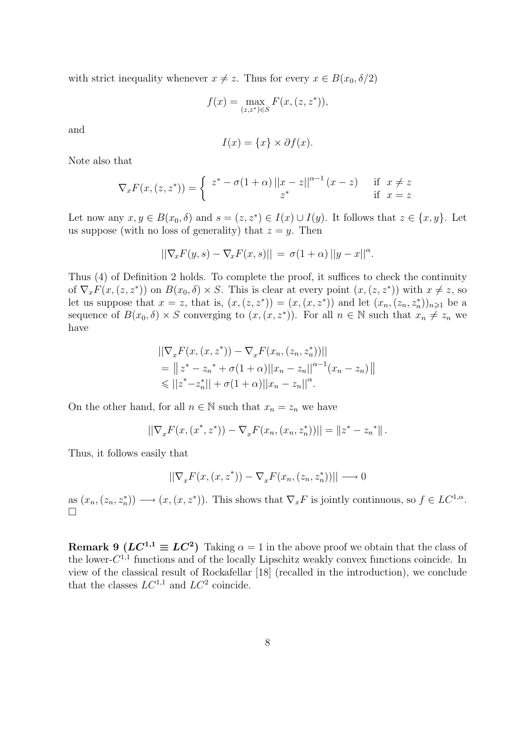with strict inequality whenever $x \neq z$. Thus for every $x \in B(x_0, \delta/2)$

$$f(x) = \max_{(z,z^*)\in S} F(x,(z,z^*)),$$

and

$$I(x) = \{x\} \times \partial f(x).$$

Note also that

$$\nabla_x F(x,(z,z^*)) = \begin{cases} z^* - \sigma(1+\alpha)\,||x-z||^{\alpha-1}\,(x-z) & \text{if } x \neq z \\ z^* & \text{if } x = z \end{cases}$$

Let now any $x, y \in B(x_0, \delta)$ and $s = (z, z^*) \in I(x) \cup I(y)$. It follows that $z \in \{x, y\}$. Let us suppose (with no loss of generality) that $z = y$. Then

$$||\nabla_x F(y,s) - \nabla_x F(x,s)|| \,=\, \sigma(1+\alpha)\,||y-x||^{\alpha}.$$

Thus (4) of Definition 2 holds. To complete the proof, it suffices to check the continuity of $\nabla_x F(x,(z,z^*))$ on $B(x_0,\delta) \times S$. This is clear at every point $(x,(z,z^*))$ with $x \neq z$, so let us suppose that $x = z$, that is, $(x,(z,z^*)) = (x,(x,z^*))$ and let $(x_n,(z_n,z_n^*))_{n\geqslant 1}$ be a sequence of $B(x_0,\delta) \times S$ converging to $(x,(x,z^*))$. For all $n \in \mathbb{N}$ such that $x_n \neq z_n$ we have

$$\begin{aligned} &||\nabla_x F(x,(x,z^*)) - \nabla_x F(x_n,(z_n,z_n^*))|| \\ &= \left\| z^* - {z_n}^* + \sigma(1+\alpha)||x_n - z_n||^{\alpha-1}(x_n - z_n) \right\| \\ &\leqslant ||z^* - z_n^*|| + \sigma(1+\alpha)||x_n - z_n||^{\alpha}. \end{aligned}$$

On the other hand, for all $n \in \mathbb{N}$ such that $x_n = z_n$ we have

$$||\nabla_x F(x,(x^*,z^*)) - \nabla_x F(x_n,(x_n,z_n^*))|| = \|z^* - {z_n}^*\|.$$

Thus, it follows easily that

$$||\nabla_x F(x,(x,z^*)) - \nabla_x F(x_n,(z_n,z_n^*))|| \longrightarrow 0$$

as $(x_n,(z_n,z_n^*)) \longrightarrow (x,(x,z^*))$. This shows that $\nabla_x F$ is jointly continuous, so $f \in LC^{1,\alpha}$. $\square$

**Remark 9 ($LC^{1,1} \equiv LC^2$)** Taking $\alpha = 1$ in the above proof we obtain that the class of the lower-$C^{1,1}$ functions and of the locally Lipschitz weakly convex functions coincide. In view of the classical result of Rockafellar [18] (recalled in the introduction), we conclude that the classes $LC^{1,1}$ and $LC^2$ coincide.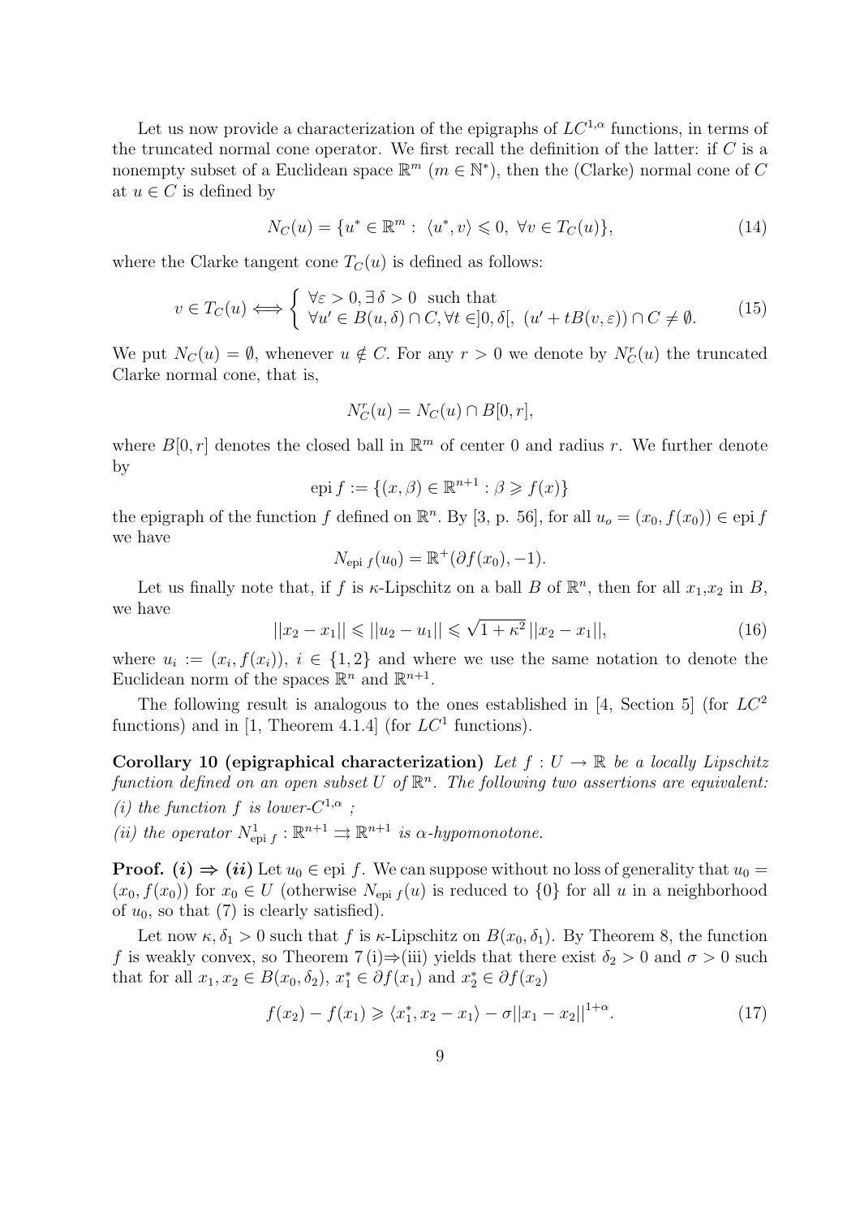Let us now provide a characterization of the epigraphs of $LC^{1,\alpha}$ functions, in terms of the truncated normal cone operator. We first recall the definition of the latter: if $C$ is a nonempty subset of a Euclidean space $\mathbb{R}^m$ ($m \in \mathbb{N}^*$), then the (Clarke) normal cone of $C$ at $u \in C$ is defined by

$$N_C(u) = \{u^* \in \mathbb{R}^m : \langle u^*, v\rangle \leqslant 0, \ \forall v \in T_C(u)\}, \tag{14}$$

where the Clarke tangent cone $T_C(u)$ is defined as follows:

$$v \in T_C(u) \Longleftrightarrow \begin{cases} \forall \varepsilon > 0, \exists\, \delta > 0 \ \text{ such that} \\ \forall u' \in B(u,\delta) \cap C, \forall t \in ]0,\delta[, \ (u' + tB(v,\varepsilon)) \cap C \neq \emptyset. \end{cases} \tag{15}$$

We put $N_C(u) = \emptyset$, whenever $u \notin C$. For any $r > 0$ we denote by $N_C^r(u)$ the truncated Clarke normal cone, that is,

$$N_C^r(u) = N_C(u) \cap B[0,r],$$

where $B[0,r]$ denotes the closed ball in $\mathbb{R}^m$ of center 0 and radius $r$. We further denote by

$$\operatorname{epi} f := \{(x,\beta) \in \mathbb{R}^{n+1} : \beta \geqslant f(x)\}$$

the epigraph of the function $f$ defined on $\mathbb{R}^n$. By [3, p. 56], for all $u_o = (x_0, f(x_0)) \in \operatorname{epi} f$ we have

$$N_{\operatorname{epi} f}(u_0) = \mathbb{R}^+(\partial f(x_0), -1).$$

Let us finally note that, if $f$ is $\kappa$-Lipschitz on a ball $B$ of $\mathbb{R}^n$, then for all $x_1$,$x_2$ in $B$, we have

$$||x_2 - x_1|| \leqslant ||u_2 - u_1|| \leqslant \sqrt{1+\kappa^2}\, ||x_2 - x_1||, \tag{16}$$

where $u_i := (x_i, f(x_i))$, $i \in \{1,2\}$ and where we use the same notation to denote the Euclidean norm of the spaces $\mathbb{R}^n$ and $\mathbb{R}^{n+1}$.

The following result is analogous to the ones established in [4, Section 5] (for $LC^2$ functions) and in [1, Theorem 4.1.4] (for $LC^1$ functions).

**Corollary 10 (epigraphical characterization)** *Let $f : U \to \mathbb{R}$ be a locally Lipschitz function defined on an open subset $U$ of $\mathbb{R}^n$. The following two assertions are equivalent:*
*(i) the function $f$ is lower-$C^{1,\alpha}$ ;*
*(ii) the operator $N^1_{\operatorname{epi} f} : \mathbb{R}^{n+1} \rightrightarrows \mathbb{R}^{n+1}$ is $\alpha$-hypomonotone.*

**Proof. *(i)* $\Rightarrow$ *(ii)*** Let $u_0 \in \operatorname{epi} f$. We can suppose without no loss of generality that $u_0 = (x_0, f(x_0))$ for $x_0 \in U$ (otherwise $N_{\operatorname{epi} f}(u)$ is reduced to $\{0\}$ for all $u$ in a neighborhood of $u_0$, so that (7) is clearly satisfied).

Let now $\kappa, \delta_1 > 0$ such that $f$ is $\kappa$-Lipschitz on $B(x_0, \delta_1)$. By Theorem 8, the function $f$ is weakly convex, so Theorem 7 (i)$\Rightarrow$(iii) yields that there exist $\delta_2 > 0$ and $\sigma > 0$ such that for all $x_1, x_2 \in B(x_0, \delta_2)$, $x_1^* \in \partial f(x_1)$ and $x_2^* \in \partial f(x_2)$

$$f(x_2) - f(x_1) \geqslant \langle x_1^*, x_2 - x_1\rangle - \sigma ||x_1 - x_2||^{1+\alpha}. \tag{17}$$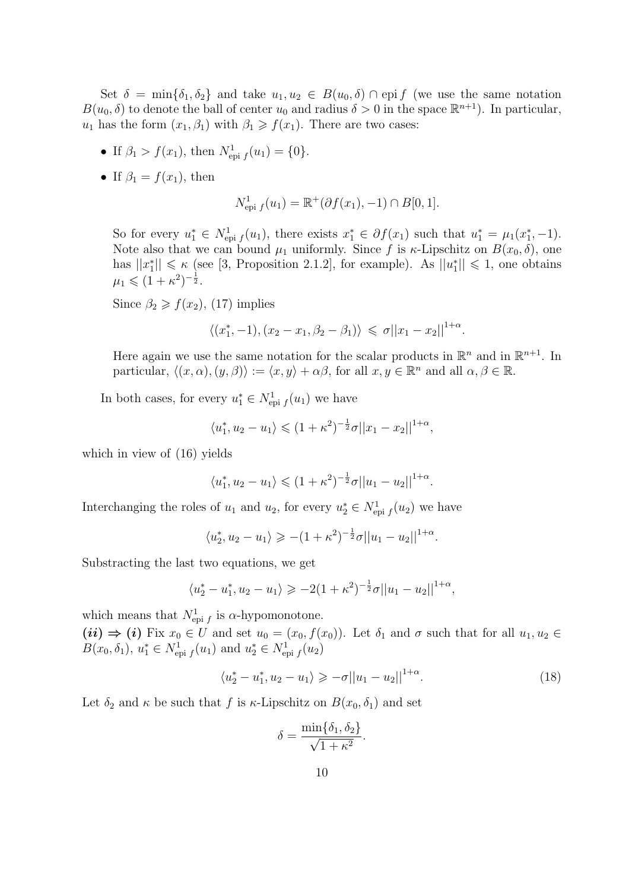Set $\delta = \min\{\delta_1, \delta_2\}$ and take $u_1, u_2 \in B(u_0, \delta) \cap \operatorname{epi} f$ (we use the same notation $B(u_0, \delta)$ to denote the ball of center $u_0$ and radius $\delta > 0$ in the space $\mathbb{R}^{n+1}$). In particular, $u_1$ has the form $(x_1, \beta_1)$ with $\beta_1 \geqslant f(x_1)$. There are two cases:

- If $\beta_1 > f(x_1)$, then $N^1_{\operatorname{epi} f}(u_1) = \{0\}$.
- If $\beta_1 = f(x_1)$, then

$$N^1_{\operatorname{epi} f}(u_1) = \mathbb{R}^+(\partial f(x_1), -1) \cap B[0, 1].$$

  So for every $u_1^* \in N^1_{\operatorname{epi} f}(u_1)$, there exists $x_1^* \in \partial f(x_1)$ such that $u_1^* = \mu_1(x_1^*, -1)$. Note also that we can bound $\mu_1$ uniformly. Since $f$ is $\kappa$-Lipschitz on $B(x_0, \delta)$, one has $||x_1^*|| \leqslant \kappa$ (see [3, Proposition 2.1.2], for example). As $||u_1^*|| \leqslant 1$, one obtains $\mu_1 \leqslant (1 + \kappa^2)^{-\frac{1}{2}}$.

  Since $\beta_2 \geqslant f(x_2)$, (17) implies

$$\langle (x_1^*, -1), (x_2 - x_1, \beta_2 - \beta_1) \rangle \leqslant \sigma ||x_1 - x_2||^{1+\alpha}.$$

  Here again we use the same notation for the scalar products in $\mathbb{R}^n$ and in $\mathbb{R}^{n+1}$. In particular, $\langle (x, \alpha), (y, \beta) \rangle := \langle x, y \rangle + \alpha\beta$, for all $x, y \in \mathbb{R}^n$ and all $\alpha, \beta \in \mathbb{R}$.

In both cases, for every $u_1^* \in N^1_{\operatorname{epi} f}(u_1)$ we have

$$\langle u_1^*, u_2 - u_1 \rangle \leqslant (1 + \kappa^2)^{-\frac{1}{2}} \sigma ||x_1 - x_2||^{1+\alpha},$$

which in view of (16) yields

$$\langle u_1^*, u_2 - u_1 \rangle \leqslant (1 + \kappa^2)^{-\frac{1}{2}} \sigma ||u_1 - u_2||^{1+\alpha}.$$

Interchanging the roles of $u_1$ and $u_2$, for every $u_2^* \in N^1_{\operatorname{epi} f}(u_2)$ we have

$$\langle u_2^*, u_2 - u_1 \rangle \geqslant -(1 + \kappa^2)^{-\frac{1}{2}} \sigma ||u_1 - u_2||^{1+\alpha}.$$

Substracting the last two equations, we get

$$\langle u_2^* - u_1^*, u_2 - u_1 \rangle \geqslant -2(1 + \kappa^2)^{-\frac{1}{2}} \sigma ||u_1 - u_2||^{1+\alpha},$$

which means that $N^1_{\operatorname{epi} f}$ is $\alpha$-hypomonotone.

***(ii) ⇒ (i)*** Fix $x_0 \in U$ and set $u_0 = (x_0, f(x_0))$. Let $\delta_1$ and $\sigma$ such that for all $u_1, u_2 \in B(x_0, \delta_1)$, $u_1^* \in N^1_{\operatorname{epi} f}(u_1)$ and $u_2^* \in N^1_{\operatorname{epi} f}(u_2)$

$$\langle u_2^* - u_1^*, u_2 - u_1 \rangle \geqslant -\sigma ||u_1 - u_2||^{1+\alpha}. \tag{18}$$

Let $\delta_2$ and $\kappa$ be such that $f$ is $\kappa$-Lipschitz on $B(x_0, \delta_1)$ and set

$$\delta = \frac{\min\{\delta_1, \delta_2\}}{\sqrt{1 + \kappa^2}}.$$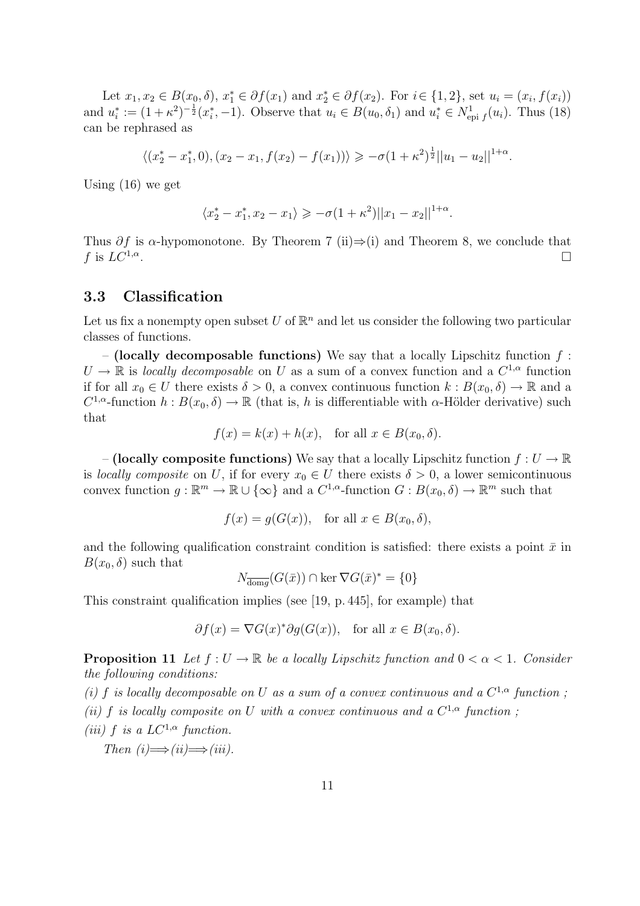Let $x_1, x_2 \in B(x_0, \delta)$, $x_1^* \in \partial f(x_1)$ and $x_2^* \in \partial f(x_2)$. For $i \in \{1, 2\}$, set $u_i = (x_i, f(x_i))$ and $u_i^* := (1+\kappa^2)^{-\frac{1}{2}}(x_i^*, -1)$. Observe that $u_i \in B(u_0, \delta_1)$ and $u_i^* \in N^1_{\mathrm{epi}\, f}(u_i)$. Thus (18) can be rephrased as

$$\langle (x_2^* - x_1^*, 0), (x_2 - x_1, f(x_2) - f(x_1)) \rangle \geqslant -\sigma(1+\kappa^2)^{\frac{1}{2}} ||u_1 - u_2||^{1+\alpha}.$$

Using (16) we get

$$\langle x_2^* - x_1^*, x_2 - x_1 \rangle \geqslant -\sigma(1+\kappa^2) ||x_1 - x_2||^{1+\alpha}.$$

Thus $\partial f$ is $\alpha$-hypomonotone. By Theorem 7 (ii)$\Rightarrow$(i) and Theorem 8, we conclude that $f$ is $LC^{1,\alpha}$. $\square$

### 3.3 Classification

Let us fix a nonempty open subset $U$ of $\mathbb{R}^n$ and let us consider the following two particular classes of functions.

– **(locally decomposable functions)** We say that a locally Lipschitz function $f : U \to \mathbb{R}$ is *locally decomposable* on $U$ as a sum of a convex function and a $C^{1,\alpha}$ function if for all $x_0 \in U$ there exists $\delta > 0$, a convex continuous function $k : B(x_0, \delta) \to \mathbb{R}$ and a $C^{1,\alpha}$-function $h : B(x_0, \delta) \to \mathbb{R}$ (that is, $h$ is differentiable with $\alpha$-Hölder derivative) such that

$$f(x) = k(x) + h(x), \quad \text{for all } x \in B(x_0, \delta).$$

– **(locally composite functions)** We say that a locally Lipschitz function $f : U \to \mathbb{R}$ is *locally composite* on $U$, if for every $x_0 \in U$ there exists $\delta > 0$, a lower semicontinuous convex function $g : \mathbb{R}^m \to \mathbb{R} \cup \{\infty\}$ and a $C^{1,\alpha}$-function $G : B(x_0, \delta) \to \mathbb{R}^m$ such that

$$f(x) = g(G(x)), \quad \text{for all } x \in B(x_0, \delta),$$

and the following qualification constraint condition is satisfied: there exists a point $\bar{x}$ in $B(x_0, \delta)$ such that

$$N_{\overline{\mathrm{dom} g}}(G(\bar{x})) \cap \ker \nabla G(\bar{x})^* = \{0\}$$

This constraint qualification implies (see [19, p. 445], for example) that

$$\partial f(x) = \nabla G(x)^* \partial g(G(x)), \quad \text{for all } x \in B(x_0, \delta).$$

**Proposition 11** *Let $f : U \to \mathbb{R}$ be a locally Lipschitz function and $0 < \alpha < 1$. Consider the following conditions:*

*(i) $f$ is locally decomposable on $U$ as a sum of a convex continuous and a $C^{1,\alpha}$ function ;*

*(ii) $f$ is locally composite on $U$ with a convex continuous and a $C^{1,\alpha}$ function ;*

*(iii) $f$ is a $LC^{1,\alpha}$ function.*

*Then (i)$\Longrightarrow$(ii)$\Longrightarrow$(iii).*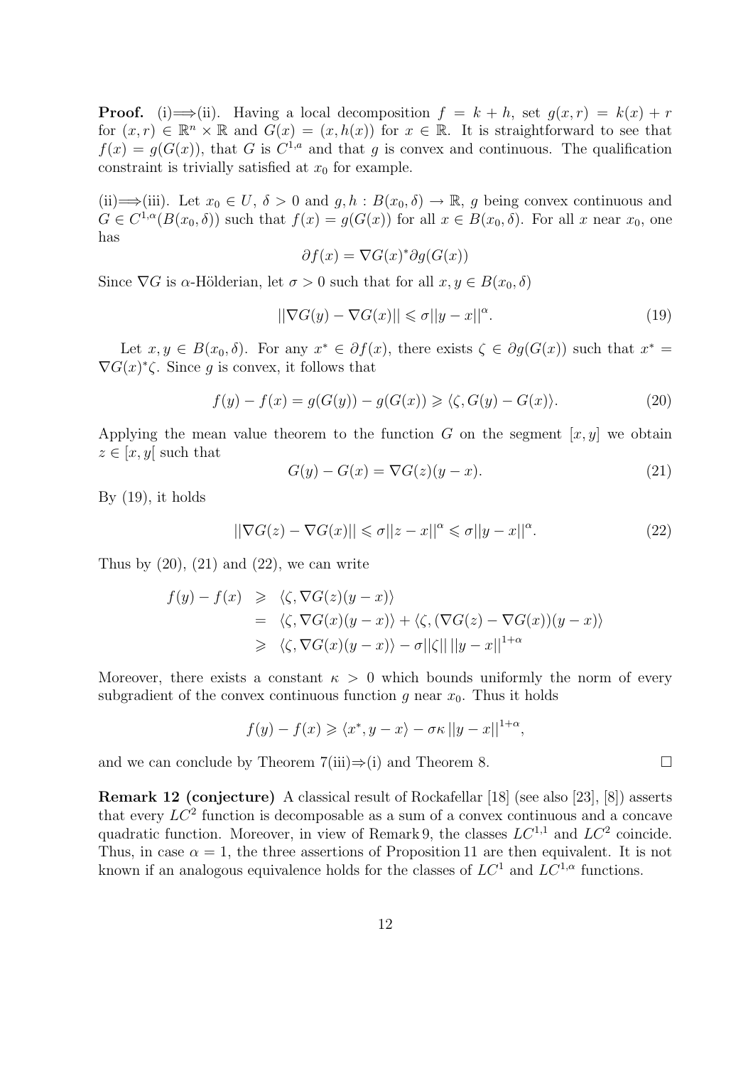**Proof.** (i)$\Longrightarrow$(ii). Having a local decomposition $f = k + h$, set $g(x,r) = k(x) + r$ for $(x,r) \in \mathbb{R}^n \times \mathbb{R}$ and $G(x) = (x, h(x))$ for $x \in \mathbb{R}$. It is straightforward to see that $f(x) = g(G(x))$, that $G$ is $C^{1,a}$ and that $g$ is convex and continuous. The qualification constraint is trivially satisfied at $x_0$ for example.

(ii)$\Longrightarrow$(iii). Let $x_0 \in U$, $\delta > 0$ and $g, h : B(x_0, \delta) \to \mathbb{R}$, $g$ being convex continuous and $G \in C^{1,\alpha}(B(x_0,\delta))$ such that $f(x) = g(G(x))$ for all $x \in B(x_0, \delta)$. For all $x$ near $x_0$, one has

$$\partial f(x) = \nabla G(x)^* \partial g(G(x))$$

Since $\nabla G$ is $\alpha$-Hölderian, let $\sigma > 0$ such that for all $x, y \in B(x_0, \delta)$

$$||\nabla G(y) - \nabla G(x)|| \leqslant \sigma ||y - x||^\alpha. \tag{19}$$

Let $x, y \in B(x_0, \delta)$. For any $x^* \in \partial f(x)$, there exists $\zeta \in \partial g(G(x))$ such that $x^* = \nabla G(x)^* \zeta$. Since $g$ is convex, it follows that

$$f(y) - f(x) = g(G(y)) - g(G(x)) \geqslant \langle \zeta, G(y) - G(x) \rangle. \tag{20}$$

Applying the mean value theorem to the function $G$ on the segment $[x, y]$ we obtain $z \in [x, y[$ such that

$$G(y) - G(x) = \nabla G(z)(y - x). \tag{21}$$

By (19), it holds

$$||\nabla G(z) - \nabla G(x)|| \leqslant \sigma ||z - x||^\alpha \leqslant \sigma ||y - x||^\alpha. \tag{22}$$

Thus by (20), (21) and (22), we can write

$$\begin{aligned}
f(y) - f(x) &\geqslant \langle \zeta, \nabla G(z)(y - x) \rangle \\
&= \langle \zeta, \nabla G(x)(y - x) \rangle + \langle \zeta, (\nabla G(z) - \nabla G(x))(y - x) \rangle \\
&\geqslant \langle \zeta, \nabla G(x)(y - x) \rangle - \sigma ||\zeta|| \, ||y - x||^{1+\alpha}
\end{aligned}$$

Moreover, there exists a constant $\kappa > 0$ which bounds uniformly the norm of every subgradient of the convex continuous function $g$ near $x_0$. Thus it holds

$$f(y) - f(x) \geqslant \langle x^*, y - x \rangle - \sigma \kappa \, ||y - x||^{1+\alpha},$$

and we can conclude by Theorem 7(iii)$\Rightarrow$(i) and Theorem 8. $\square$

**Remark 12 (conjecture)** A classical result of Rockafellar [18] (see also [23], [8]) asserts that every $LC^2$ function is decomposable as a sum of a convex continuous and a concave quadratic function. Moreover, in view of Remark 9, the classes $LC^{1,1}$ and $LC^2$ coincide. Thus, in case $\alpha = 1$, the three assertions of Proposition 11 are then equivalent. It is not known if an analogous equivalence holds for the classes of $LC^1$ and $LC^{1,\alpha}$ functions.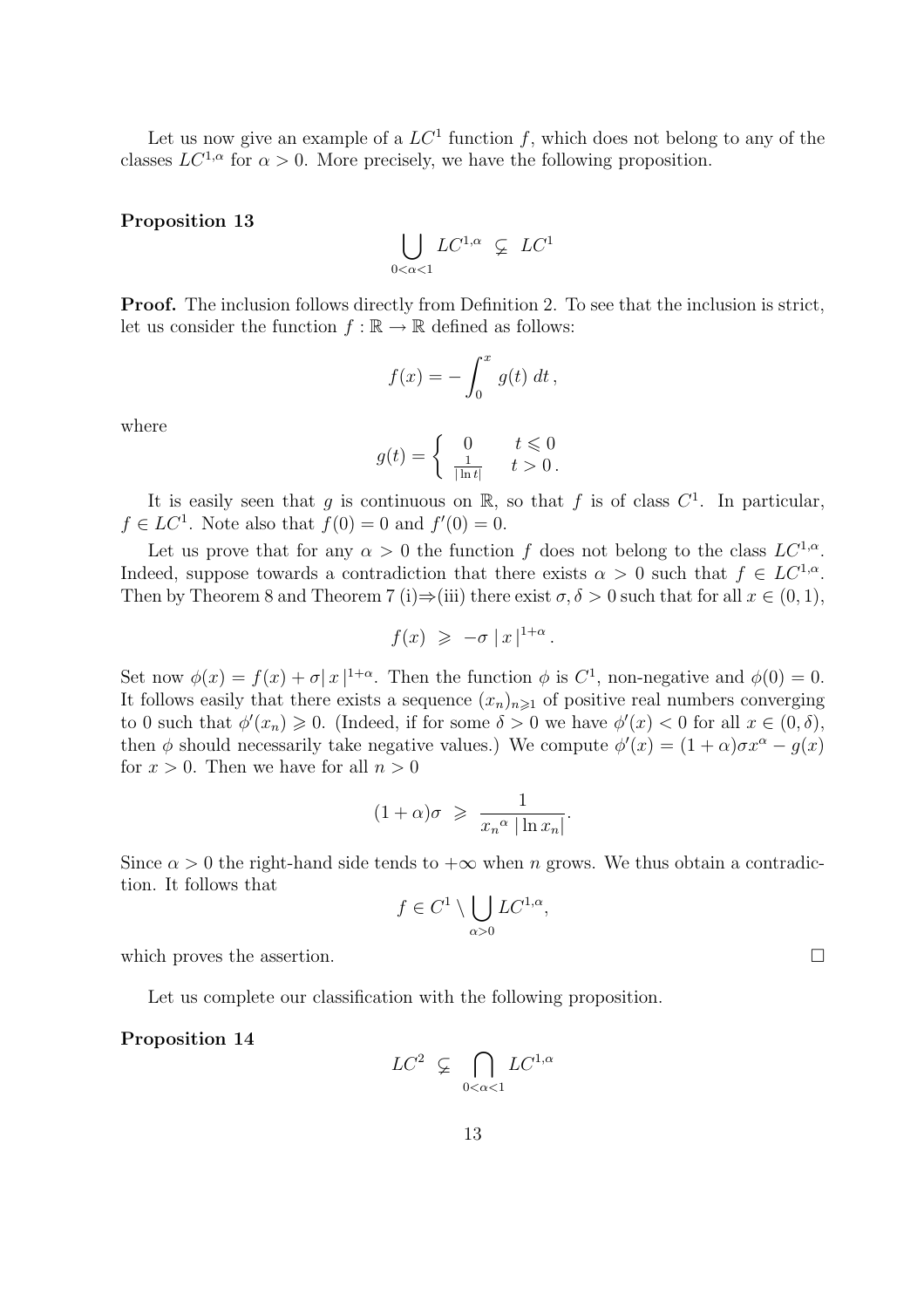Let us now give an example of a $LC^1$ function $f$, which does not belong to any of the classes $LC^{1,\alpha}$ for $\alpha > 0$. More precisely, we have the following proposition.

**Proposition 13**

$$\bigcup_{0<\alpha<1} LC^{1,\alpha} \subsetneq LC^1$$

**Proof.** The inclusion follows directly from Definition 2. To see that the inclusion is strict, let us consider the function $f : \mathbb{R} \to \mathbb{R}$ defined as follows:

$$f(x) = -\int_0^x g(t)\, dt\,,$$

where

$$g(t) = \begin{cases} 0 & t \leqslant 0 \\ \frac{1}{|\ln t|} & t > 0\,. \end{cases}$$

It is easily seen that $g$ is continuous on $\mathbb{R}$, so that $f$ is of class $C^1$. In particular, $f \in LC^1$. Note also that $f(0) = 0$ and $f'(0) = 0$.

Let us prove that for any $\alpha > 0$ the function $f$ does not belong to the class $LC^{1,\alpha}$. Indeed, suppose towards a contradiction that there exists $\alpha > 0$ such that $f \in LC^{1,\alpha}$. Then by Theorem 8 and Theorem 7 (i)$\Rightarrow$(iii) there exist $\sigma, \delta > 0$ such that for all $x \in (0,1)$,

$$f(x) \;\geqslant\; -\sigma\,|\,x\,|^{1+\alpha}\,.$$

Set now $\phi(x) = f(x) + \sigma|\,x\,|^{1+\alpha}$. Then the function $\phi$ is $C^1$, non-negative and $\phi(0) = 0$. It follows easily that there exists a sequence $(x_n)_{n\geqslant 1}$ of positive real numbers converging to 0 such that $\phi'(x_n) \geqslant 0$. (Indeed, if for some $\delta > 0$ we have $\phi'(x) < 0$ for all $x \in (0,\delta)$, then $\phi$ should necessarily take negative values.) We compute $\phi'(x) = (1+\alpha)\sigma x^\alpha - g(x)$ for $x > 0$. Then we have for all $n > 0$

$$(1+\alpha)\sigma \;\geqslant\; \frac{1}{{x_n}^\alpha\,|\ln x_n|}.$$

Since $\alpha > 0$ the right-hand side tends to $+\infty$ when $n$ grows. We thus obtain a contradiction. It follows that

$$f \in C^1 \setminus \bigcup_{\alpha>0} LC^{1,\alpha},$$

which proves the assertion. $\square$

Let us complete our classification with the following proposition.

**Proposition 14**

$$LC^2 \subsetneq \bigcap_{0<\alpha<1} LC^{1,\alpha}$$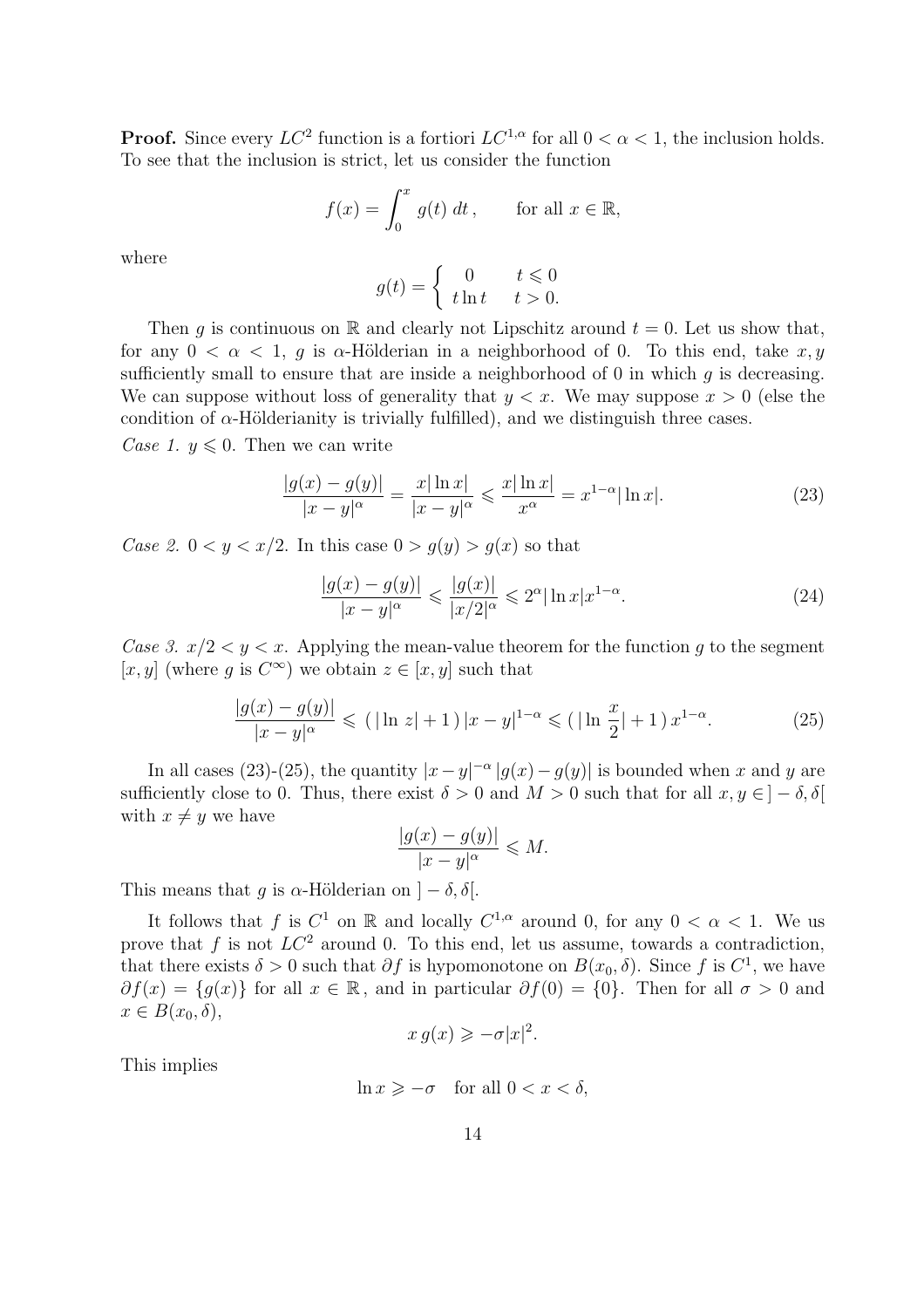**Proof.** Since every $LC^2$ function is a fortiori $LC^{1,\alpha}$ for all $0 < \alpha < 1$, the inclusion holds. To see that the inclusion is strict, let us consider the function

$$f(x) = \int_0^x g(t)\, dt\,, \qquad \text{for all } x \in \mathbb{R},$$

where

$$g(t) = \begin{cases} 0 & t \leqslant 0 \\ t \ln t & t > 0. \end{cases}$$

Then $g$ is continuous on $\mathbb{R}$ and clearly not Lipschitz around $t = 0$. Let us show that, for any $0 < \alpha < 1$, $g$ is $\alpha$-Hölderian in a neighborhood of 0. To this end, take $x, y$ sufficiently small to ensure that are inside a neighborhood of 0 in which $g$ is decreasing. We can suppose without loss of generality that $y < x$. We may suppose $x > 0$ (else the condition of $\alpha$-Hölderianity is trivially fulfilled), and we distinguish three cases.

*Case 1.* $y \leqslant 0$. Then we can write

$$\frac{|g(x) - g(y)|}{|x - y|^\alpha} = \frac{x|\ln x|}{|x - y|^\alpha} \leqslant \frac{x|\ln x|}{x^\alpha} = x^{1-\alpha}|\ln x|. \tag{23}$$

*Case 2.* $0 < y < x/2$. In this case $0 > g(y) > g(x)$ so that

$$\frac{|g(x) - g(y)|}{|x - y|^\alpha} \leqslant \frac{|g(x)|}{|x/2|^\alpha} \leqslant 2^\alpha |\ln x| x^{1-\alpha}. \tag{24}$$

*Case 3.* $x/2 < y < x$. Applying the mean-value theorem for the function $g$ to the segment $[x, y]$ (where $g$ is $C^\infty$) we obtain $z \in [x, y]$ such that

$$\frac{|g(x) - g(y)|}{|x - y|^\alpha} \leqslant (\,|\ln\, z| + 1\,)\, |x - y|^{1-\alpha} \leqslant (\,|\ln \frac{x}{2}| + 1\,)\, x^{1-\alpha}. \tag{25}$$

In all cases (23)-(25), the quantity $|x - y|^{-\alpha}\, |g(x) - g(y)|$ is bounded when $x$ and $y$ are sufficiently close to 0. Thus, there exist $\delta > 0$ and $M > 0$ such that for all $x, y \in ]-\delta, \delta[$ with $x \neq y$ we have

$$\frac{|g(x) - g(y)|}{|x - y|^\alpha} \leqslant M.$$

This means that $g$ is $\alpha$-Hölderian on $]-\delta, \delta[$.

It follows that $f$ is $C^1$ on $\mathbb{R}$ and locally $C^{1,\alpha}$ around 0, for any $0 < \alpha < 1$. We us prove that $f$ is not $LC^2$ around 0. To this end, let us assume, towards a contradiction, that there exists $\delta > 0$ such that $\partial f$ is hypomonotone on $B(x_0, \delta)$. Since $f$ is $C^1$, we have $\partial f(x) = \{g(x)\}$ for all $x \in \mathbb{R}$, and in particular $\partial f(0) = \{0\}$. Then for all $\sigma > 0$ and $x \in B(x_0, \delta)$,

$$x\, g(x) \geqslant -\sigma |x|^2.$$

This implies

$$\ln x \geqslant -\sigma \quad \text{for all } 0 < x < \delta,$$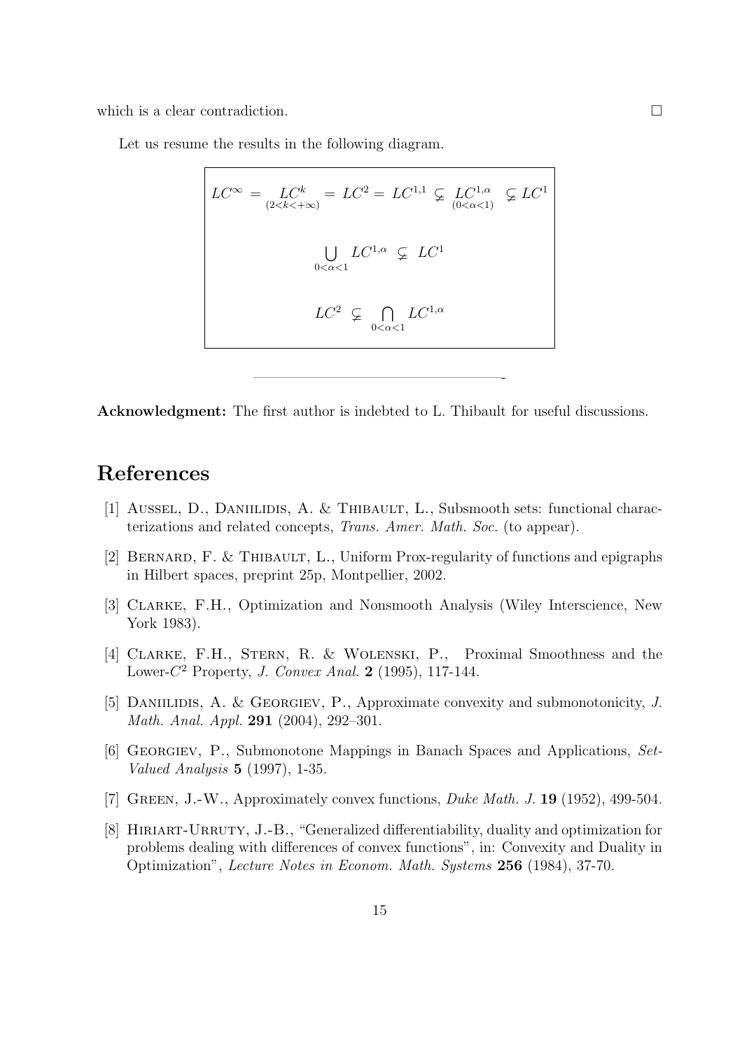which is a clear contradiction. $\square$

Let us resume the results in the following diagram.

$$LC^{\infty} = \underset{(2<k<+\infty)}{LC^{k}} = LC^{2} = LC^{1,1} \subsetneq \underset{(0<\alpha<1)}{LC^{1,\alpha}} \subsetneq LC^{1}$$

$$\bigcup_{0<\alpha<1} LC^{1,\alpha} \subsetneq LC^{1}$$

$$LC^{2} \subsetneq \bigcap_{0<\alpha<1} LC^{1,\alpha}$$

---

**Acknowledgment:** The first author is indebted to L. Thibault for useful discussions.

# References

[1] Aussel, D., Daniilidis, A. & Thibault, L., Subsmooth sets: functional characterizations and related concepts, *Trans. Amer. Math. Soc.* (to appear).

[2] Bernard, F. & Thibault, L., Uniform Prox-regularity of functions and epigraphs in Hilbert spaces, preprint 25p, Montpellier, 2002.

[3] Clarke, F.H., Optimization and Nonsmooth Analysis (Wiley Interscience, New York 1983).

[4] Clarke, F.H., Stern, R. & Wolenski, P., Proximal Smoothness and the Lower-$C^2$ Property, *J. Convex Anal.* **2** (1995), 117-144.

[5] Daniilidis, A. & Georgiev, P., Approximate convexity and submonotonicity, *J. Math. Anal. Appl.* **291** (2004), 292–301.

[6] Georgiev, P., Submonotone Mappings in Banach Spaces and Applications, *Set-Valued Analysis* **5** (1997), 1-35.

[7] Green, J.-W., Approximately convex functions, *Duke Math. J.* **19** (1952), 499-504.

[8] Hiriart-Urruty, J.-B., "Generalized differentiability, duality and optimization for problems dealing with differences of convex functions", in: Convexity and Duality in Optimization", *Lecture Notes in Econom. Math. Systems* **256** (1984), 37-70.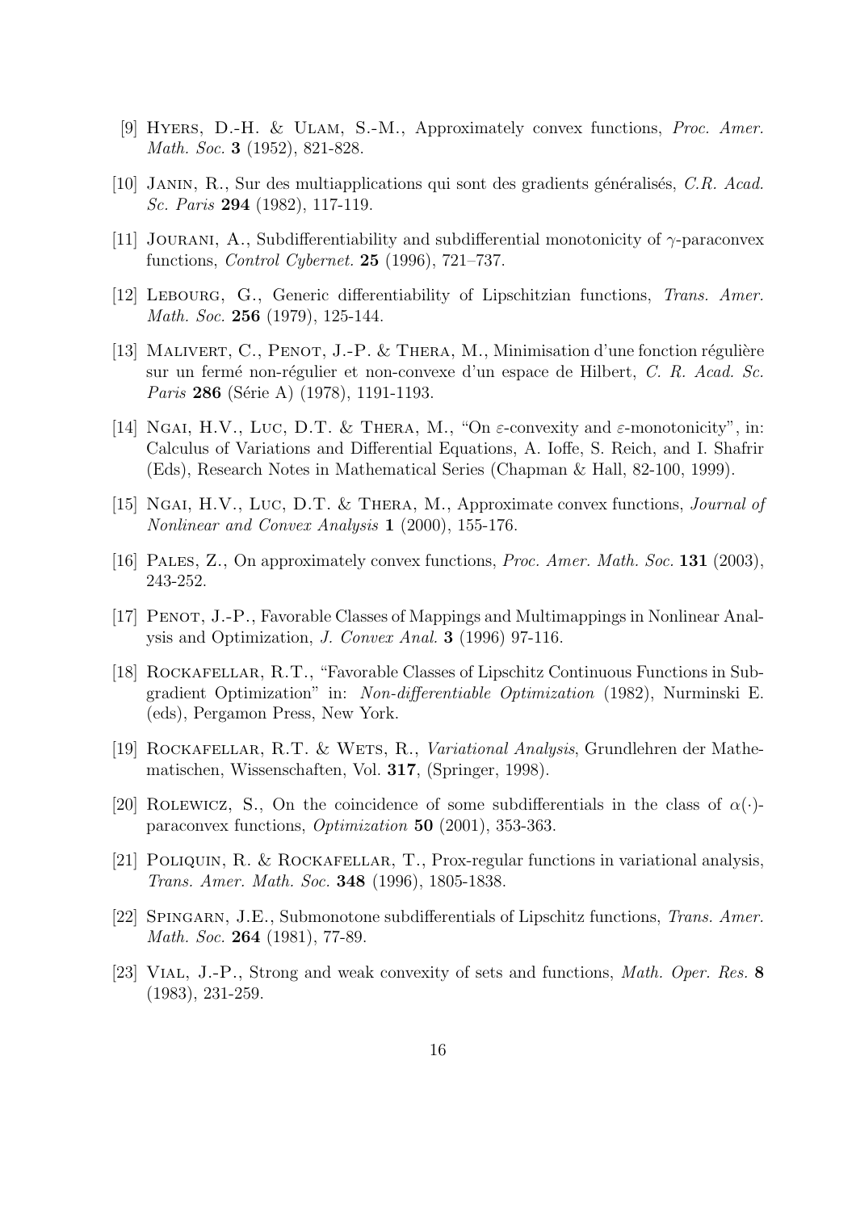[9] Hyers, D.-H. & Ulam, S.-M., Approximately convex functions, *Proc. Amer. Math. Soc.* **3** (1952), 821-828.

[10] Janin, R., Sur des multiapplications qui sont des gradients généralisés, *C.R. Acad. Sc. Paris* **294** (1982), 117-119.

[11] Jourani, A., Subdifferentiability and subdifferential monotonicity of $\gamma$-paraconvex functions, *Control Cybernet.* **25** (1996), 721–737.

[12] Lebourg, G., Generic differentiability of Lipschitzian functions, *Trans. Amer. Math. Soc.* **256** (1979), 125-144.

[13] Malivert, C., Penot, J.-P. & Thera, M., Minimisation d'une fonction régulière sur un fermé non-régulier et non-convexe d'un espace de Hilbert, *C. R. Acad. Sc. Paris* **286** (Série A) (1978), 1191-1193.

[14] Ngai, H.V., Luc, D.T. & Thera, M., "On $\varepsilon$-convexity and $\varepsilon$-monotonicity", in: Calculus of Variations and Differential Equations, A. Ioffe, S. Reich, and I. Shafrir (Eds), Research Notes in Mathematical Series (Chapman & Hall, 82-100, 1999).

[15] Ngai, H.V., Luc, D.T. & Thera, M., Approximate convex functions, *Journal of Nonlinear and Convex Analysis* **1** (2000), 155-176.

[16] Pales, Z., On approximately convex functions, *Proc. Amer. Math. Soc.* **131** (2003), 243-252.

[17] Penot, J.-P., Favorable Classes of Mappings and Multimappings in Nonlinear Analysis and Optimization, *J. Convex Anal.* **3** (1996) 97-116.

[18] Rockafellar, R.T., "Favorable Classes of Lipschitz Continuous Functions in Subgradient Optimization" in: *Non-differentiable Optimization* (1982), Nurminski E. (eds), Pergamon Press, New York.

[19] Rockafellar, R.T. & Wets, R., *Variational Analysis*, Grundlehren der Mathematischen, Wissenschaften, Vol. **317**, (Springer, 1998).

[20] Rolewicz, S., On the coincidence of some subdifferentials in the class of $\alpha(\cdot)$-paraconvex functions, *Optimization* **50** (2001), 353-363.

[21] Poliquin, R. & Rockafellar, T., Prox-regular functions in variational analysis, *Trans. Amer. Math. Soc.* **348** (1996), 1805-1838.

[22] Spingarn, J.E., Submonotone subdifferentials of Lipschitz functions, *Trans. Amer. Math. Soc.* **264** (1981), 77-89.

[23] Vial, J.-P., Strong and weak convexity of sets and functions, *Math. Oper. Res.* **8** (1983), 231-259.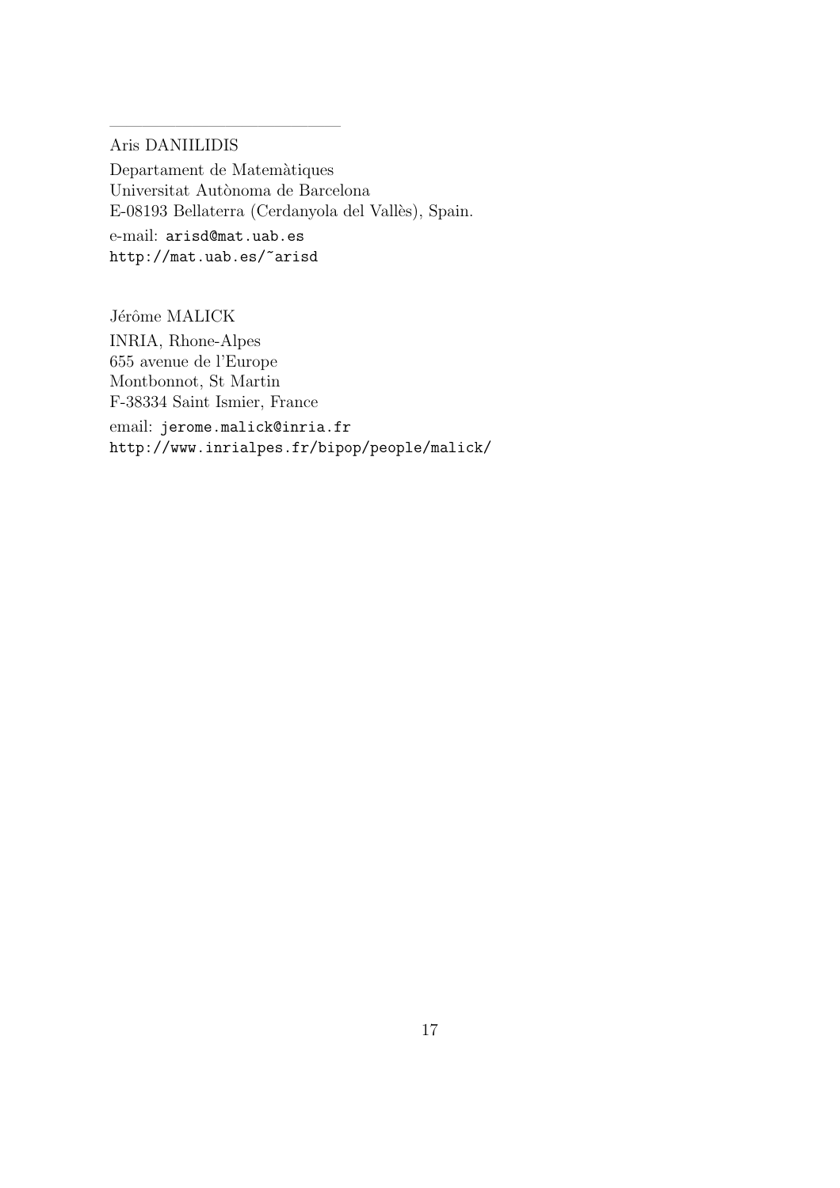---

Aris DANIILIDIS

Departament de Matemàtiques
Universitat Autònoma de Barcelona
E-08193 Bellaterra (Cerdanyola del Vallès), Spain.

e-mail: `arisd@mat.uab.es`
`http://mat.uab.es/~arisd`

Jérôme MALICK

INRIA, Rhone-Alpes
655 avenue de l'Europe
Montbonnot, St Martin
F-38334 Saint Ismier, France

email: `jerome.malick@inria.fr`
`http://www.inrialpes.fr/bipop/people/malick/`